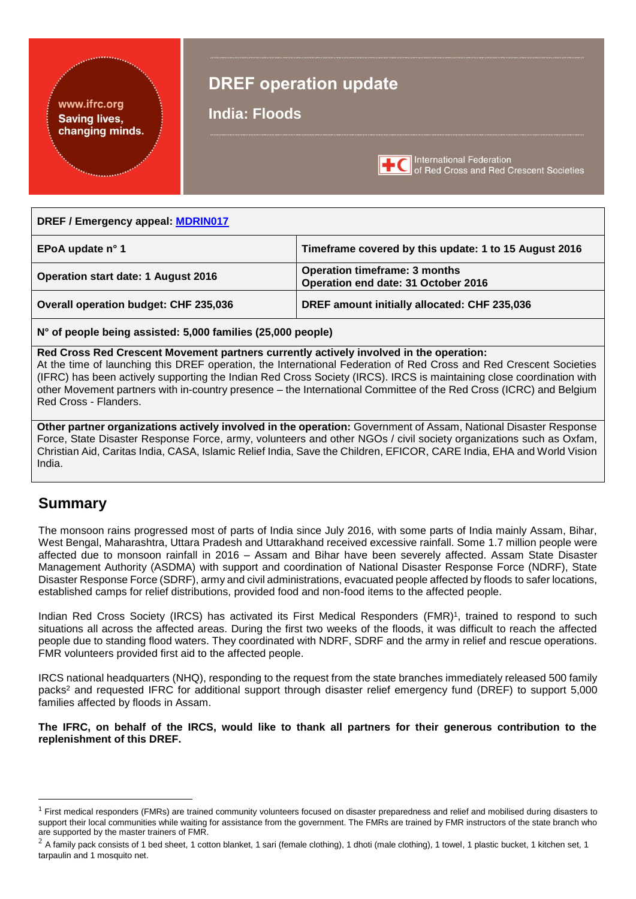# DREF operation update

## India: Floods

| DREF / Emergency appeal: MDRIN017 | |
|---|---|
| **EPoA update n° 1** | **Timeframe covered by this update: 1 to 15 August 2016** |
| **Operation start date: 1 August 2016** | **Operation timeframe: 3 months**<br>**Operation end date: 31 October 2016** |
| **Overall operation budget: CHF 235,036** | **DREF amount initially allocated: CHF 235,036** |
| **N° of people being assisted: 5,000 families (25,000 people)** | |
| **Red Cross Red Crescent Movement partners currently actively involved in the operation:** At the time of launching this DREF operation, the International Federation of Red Cross and Red Crescent Societies (IFRC) has been actively supporting the Indian Red Cross Society (IRCS). IRCS is maintaining close coordination with other Movement partners with in-country presence – the International Committee of the Red Cross (ICRC) and Belgium Red Cross - Flanders. | |
| **Other partner organizations actively involved in the operation:** Government of Assam, National Disaster Response Force, State Disaster Response Force, army, volunteers and other NGOs / civil society organizations such as Oxfam, Christian Aid, Caritas India, CASA, Islamic Relief India, Save the Children, EFICOR, CARE India, EHA and World Vision India. | |

## Summary

The monsoon rains progressed most of parts of India since July 2016, with some parts of India mainly Assam, Bihar, West Bengal, Maharashtra, Uttara Pradesh and Uttarakhand received excessive rainfall. Some 1.7 million people were affected due to monsoon rainfall in 2016 – Assam and Bihar have been severely affected. Assam State Disaster Management Authority (ASDMA) with support and coordination of National Disaster Response Force (NDRF), State Disaster Response Force (SDRF), army and civil administrations, evacuated people affected by floods to safer locations, established camps for relief distributions, provided food and non-food items to the affected people.

Indian Red Cross Society (IRCS) has activated its First Medical Responders (FMR)[1], trained to respond to such situations all across the affected areas. During the first two weeks of the floods, it was difficult to reach the affected people due to standing flood waters. They coordinated with NDRF, SDRF and the army in relief and rescue operations. FMR volunteers provided first aid to the affected people.

IRCS national headquarters (NHQ), responding to the request from the state branches immediately released 500 family packs[2] and requested IFRC for additional support through disaster relief emergency fund (DREF) to support 5,000 families affected by floods in Assam.

**The IFRC, on behalf of the IRCS, would like to thank all partners for their generous contribution to the replenishment of this DREF.**

---

[1] First medical responders (FMRs) are trained community volunteers focused on disaster preparedness and relief and mobilised during disasters to support their local communities while waiting for assistance from the government. The FMRs are trained by FMR instructors of the state branch who are supported by the master trainers of FMR.

[2] A family pack consists of 1 bed sheet, 1 cotton blanket, 1 sari (female clothing), 1 dhoti (male clothing), 1 towel, 1 plastic bucket, 1 kitchen set, 1 tarpaulin and 1 mosquito net.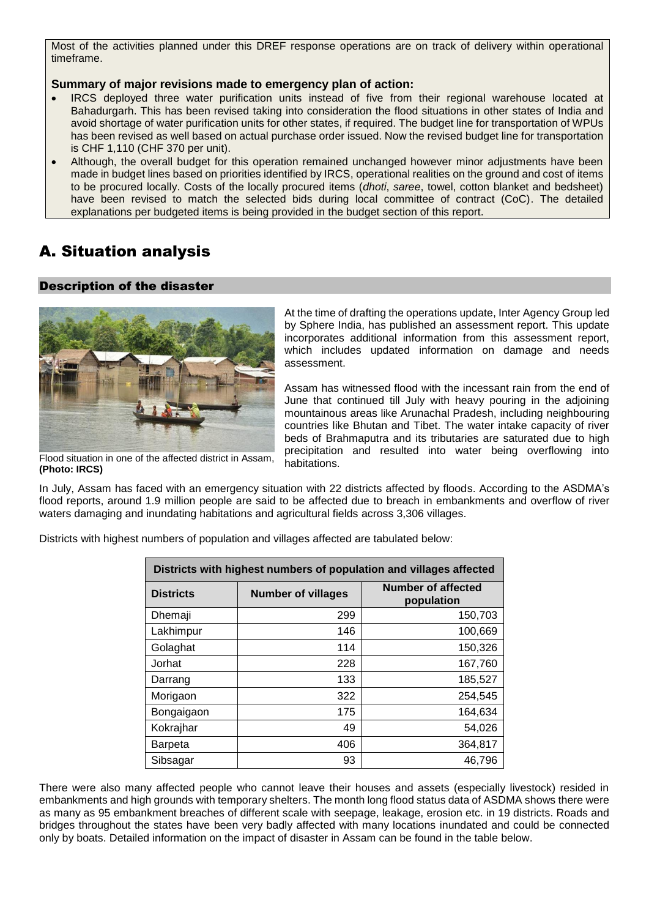Most of the activities planned under this DREF response operations are on track of delivery within operational timeframe.

**Summary of major revisions made to emergency plan of action:**

- IRCS deployed three water purification units instead of five from their regional warehouse located at Bahadurgarh. This has been revised taking into consideration the flood situations in other states of India and avoid shortage of water purification units for other states, if required. The budget line for transportation of WPUs has been revised as well based on actual purchase order issued. Now the revised budget line for transportation is CHF 1,110 (CHF 370 per unit).
- Although, the overall budget for this operation remained unchanged however minor adjustments have been made in budget lines based on priorities identified by IRCS, operational realities on the ground and cost of items to be procured locally. Costs of the locally procured items (*dhoti*, *saree*, towel, cotton blanket and bedsheet) have been revised to match the selected bids during local committee of contract (CoC). The detailed explanations per budgeted items is being provided in the budget section of this report.

# A. Situation analysis

## Description of the disaster

Flood situation in one of the affected district in Assam, **(Photo: IRCS)**

At the time of drafting the operations update, Inter Agency Group led by Sphere India, has published an assessment report. This update incorporates additional information from this assessment report, which includes updated information on damage and needs assessment.

Assam has witnessed flood with the incessant rain from the end of June that continued till July with heavy pouring in the adjoining mountainous areas like Arunachal Pradesh, including neighbouring countries like Bhutan and Tibet. The water intake capacity of river beds of Brahmaputra and its tributaries are saturated due to high precipitation and resulted into water being overflowing into habitations.

In July, Assam has faced with an emergency situation with 22 districts affected by floods. According to the ASDMA's flood reports, around 1.9 million people are said to be affected due to breach in embankments and overflow of river waters damaging and inundating habitations and agricultural fields across 3,306 villages.

Districts with highest numbers of population and villages affected are tabulated below:

| Districts with highest numbers of population and villages affected | | |
|---|---|---|
| **Districts** | **Number of villages** | **Number of affected population** |
| Dhemaji | 299 | 150,703 |
| Lakhimpur | 146 | 100,669 |
| Golaghat | 114 | 150,326 |
| Jorhat | 228 | 167,760 |
| Darrang | 133 | 185,527 |
| Morigaon | 322 | 254,545 |
| Bongaigaon | 175 | 164,634 |
| Kokrajhar | 49 | 54,026 |
| Barpeta | 406 | 364,817 |
| Sibsagar | 93 | 46,796 |

There were also many affected people who cannot leave their houses and assets (especially livestock) resided in embankments and high grounds with temporary shelters. The month long flood status data of ASDMA shows there were as many as 95 embankment breaches of different scale with seepage, leakage, erosion etc. in 19 districts. Roads and bridges throughout the states have been very badly affected with many locations inundated and could be connected only by boats. Detailed information on the impact of disaster in Assam can be found in the table below.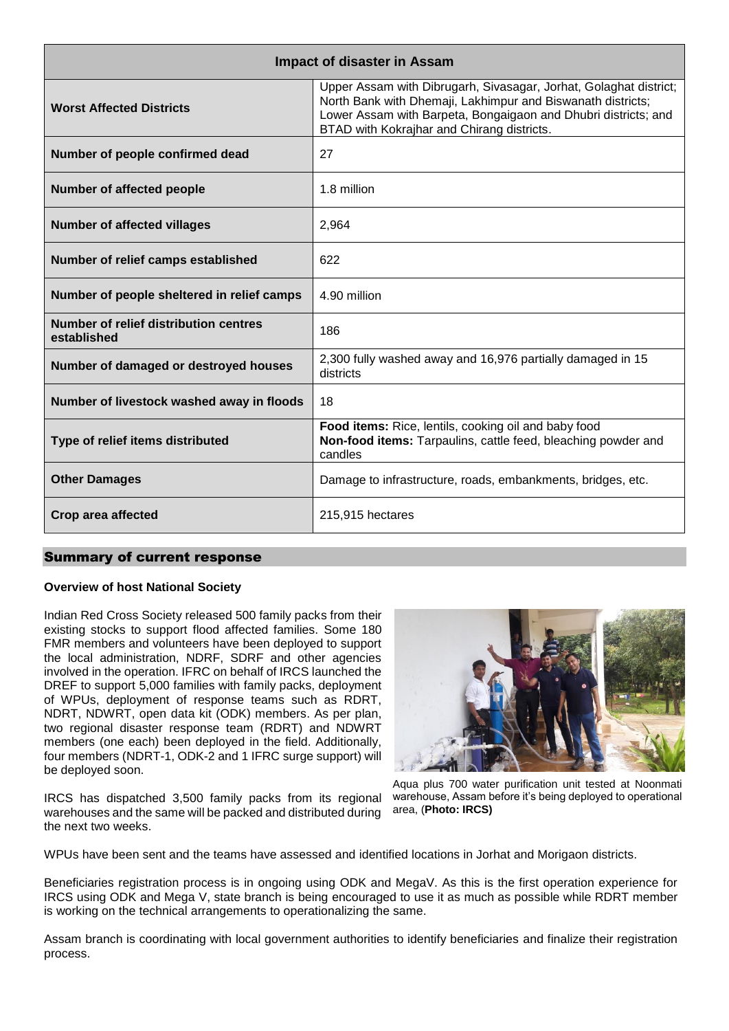| Impact of disaster in Assam | |
|---|---|
| **Worst Affected Districts** | Upper Assam with Dibrugarh, Sivasagar, Jorhat, Golaghat district; North Bank with Dhemaji, Lakhimpur and Biswanath districts; Lower Assam with Barpeta, Bongaigaon and Dhubri districts; and BTAD with Kokrajhar and Chirang districts. |
| **Number of people confirmed dead** | 27 |
| **Number of affected people** | 1.8 million |
| **Number of affected villages** | 2,964 |
| **Number of relief camps established** | 622 |
| **Number of people sheltered in relief camps** | 4.90 million |
| **Number of relief distribution centres established** | 186 |
| **Number of damaged or destroyed houses** | 2,300 fully washed away and 16,976 partially damaged in 15 districts |
| **Number of livestock washed away in floods** | 18 |
| **Type of relief items distributed** | **Food items:** Rice, lentils, cooking oil and baby food<br>**Non-food items:** Tarpaulins, cattle feed, bleaching powder and candles |
| **Other Damages** | Damage to infrastructure, roads, embankments, bridges, etc. |
| **Crop area affected** | 215,915 hectares |

## Summary of current response

### Overview of host National Society

Indian Red Cross Society released 500 family packs from their existing stocks to support flood affected families. Some 180 FMR members and volunteers have been deployed to support the local administration, NDRF, SDRF and other agencies involved in the operation. IFRC on behalf of IRCS launched the DREF to support 5,000 families with family packs, deployment of WPUs, deployment of response teams such as RDRT, NDRT, NDWRT, open data kit (ODK) members. As per plan, two regional disaster response team (RDRT) and NDWRT members (one each) been deployed in the field. Additionally, four members (NDRT-1, ODK-2 and 1 IFRC surge support) will be deployed soon.

Aqua plus 700 water purification unit tested at Noonmati warehouse, Assam before it's being deployed to operational area, (**Photo: IRCS)**

IRCS has dispatched 3,500 family packs from its regional warehouses and the same will be packed and distributed during the next two weeks.

WPUs have been sent and the teams have assessed and identified locations in Jorhat and Morigaon districts.

Beneficiaries registration process is in ongoing using ODK and MegaV. As this is the first operation experience for IRCS using ODK and Mega V, state branch is being encouraged to use it as much as possible while RDRT member is working on the technical arrangements to operationalizing the same.

Assam branch is coordinating with local government authorities to identify beneficiaries and finalize their registration process.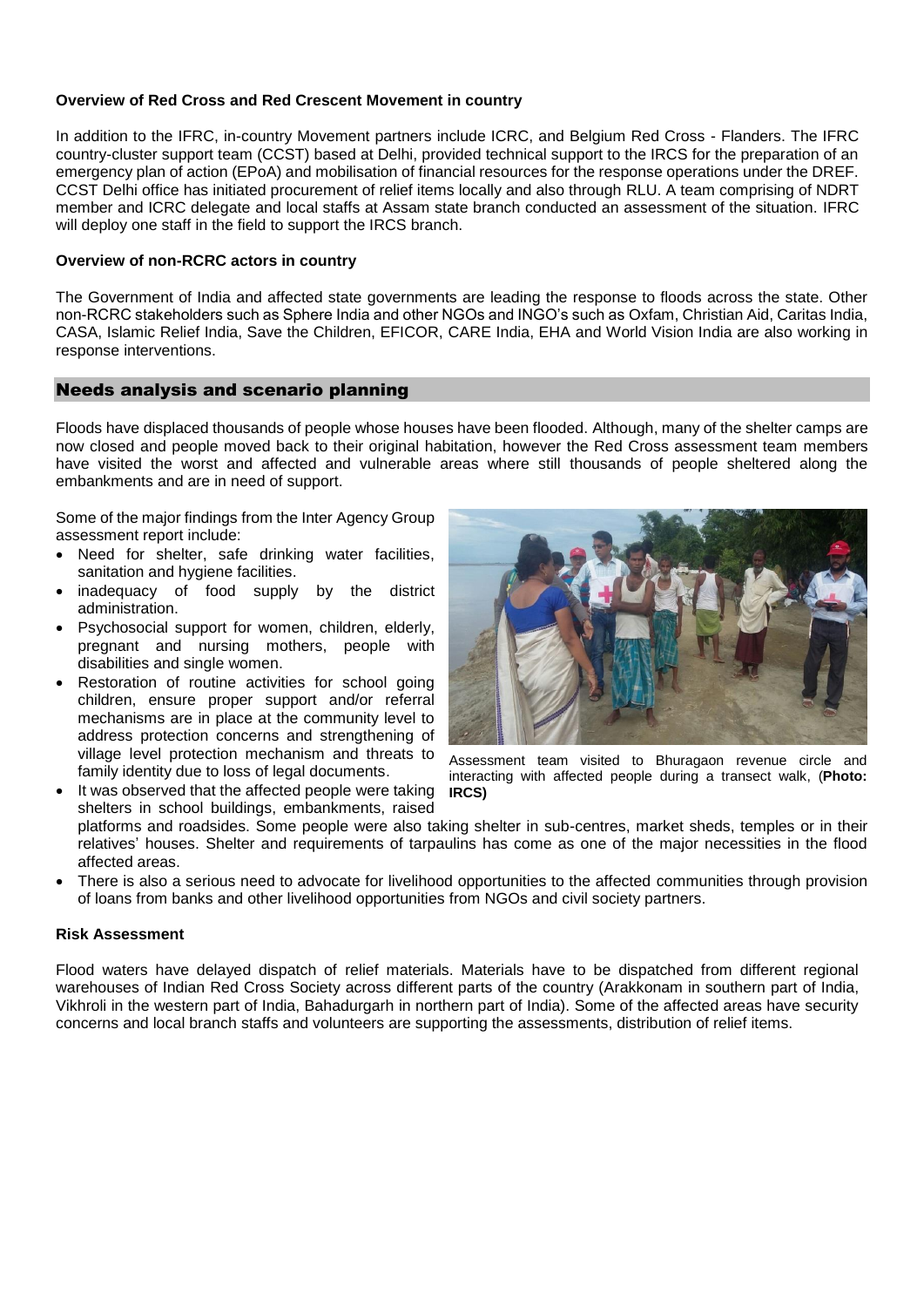**Overview of Red Cross and Red Crescent Movement in country**

In addition to the IFRC, in-country Movement partners include ICRC, and Belgium Red Cross - Flanders. The IFRC country-cluster support team (CCST) based at Delhi, provided technical support to the IRCS for the preparation of an emergency plan of action (EPoA) and mobilisation of financial resources for the response operations under the DREF. CCST Delhi office has initiated procurement of relief items locally and also through RLU. A team comprising of NDRT member and ICRC delegate and local staffs at Assam state branch conducted an assessment of the situation. IFRC will deploy one staff in the field to support the IRCS branch.

**Overview of non-RCRC actors in country**

The Government of India and affected state governments are leading the response to floods across the state. Other non-RCRC stakeholders such as Sphere India and other NGOs and INGO's such as Oxfam, Christian Aid, Caritas India, CASA, Islamic Relief India, Save the Children, EFICOR, CARE India, EHA and World Vision India are also working in response interventions.

## Needs analysis and scenario planning

Floods have displaced thousands of people whose houses have been flooded. Although, many of the shelter camps are now closed and people moved back to their original habitation, however the Red Cross assessment team members have visited the worst and affected and vulnerable areas where still thousands of people sheltered along the embankments and are in need of support.

Some of the major findings from the Inter Agency Group assessment report include:

- Need for shelter, safe drinking water facilities, sanitation and hygiene facilities.
- inadequacy of food supply by the district administration.
- Psychosocial support for women, children, elderly, pregnant and nursing mothers, people with disabilities and single women.
- Restoration of routine activities for school going children, ensure proper support and/or referral mechanisms are in place at the community level to address protection concerns and strengthening of village level protection mechanism and threats to family identity due to loss of legal documents.
- It was observed that the affected people were taking shelters in school buildings, embankments, raised platforms and roadsides. Some people were also taking shelter in sub-centres, market sheds, temples or in their relatives' houses. Shelter and requirements of tarpaulins has come as one of the major necessities in the flood affected areas.
- There is also a serious need to advocate for livelihood opportunities to the affected communities through provision of loans from banks and other livelihood opportunities from NGOs and civil society partners.

Assessment team visited to Bhuragaon revenue circle and interacting with affected people during a transect walk, (**Photo: IRCS)**

**Risk Assessment**

Flood waters have delayed dispatch of relief materials. Materials have to be dispatched from different regional warehouses of Indian Red Cross Society across different parts of the country (Arakkonam in southern part of India, Vikhroli in the western part of India, Bahadurgarh in northern part of India). Some of the affected areas have security concerns and local branch staffs and volunteers are supporting the assessments, distribution of relief items.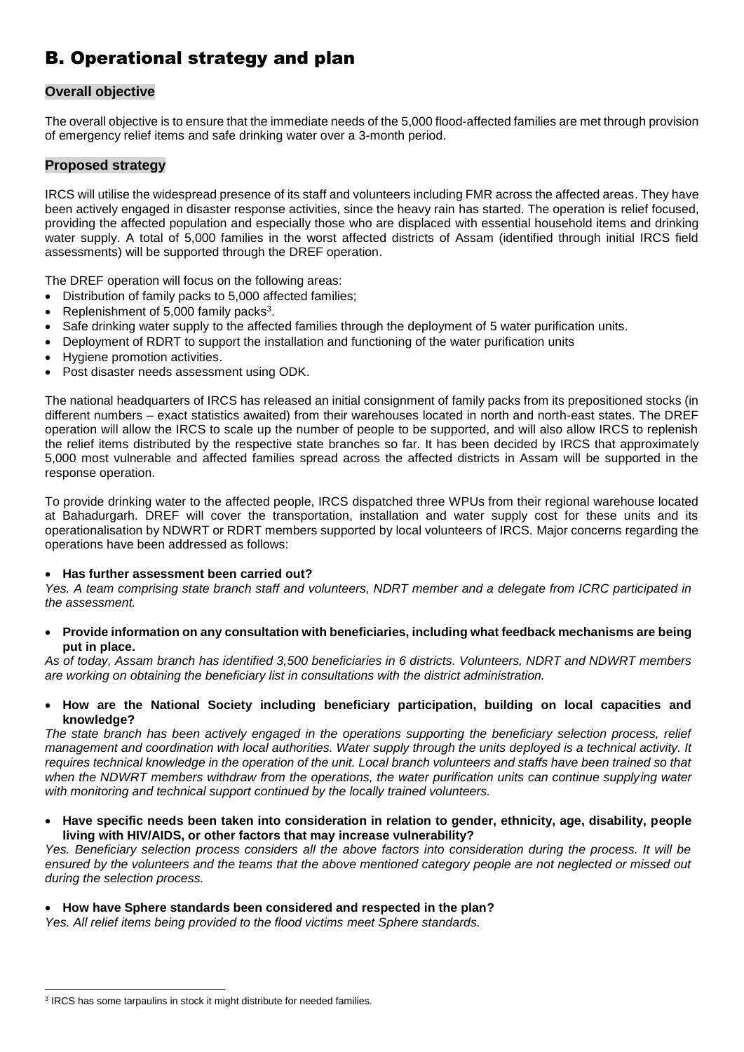# B. Operational strategy and plan

## Overall objective

The overall objective is to ensure that the immediate needs of the 5,000 flood-affected families are met through provision of emergency relief items and safe drinking water over a 3-month period.

## Proposed strategy

IRCS will utilise the widespread presence of its staff and volunteers including FMR across the affected areas. They have been actively engaged in disaster response activities, since the heavy rain has started. The operation is relief focused, providing the affected population and especially those who are displaced with essential household items and drinking water supply. A total of 5,000 families in the worst affected districts of Assam (identified through initial IRCS field assessments) will be supported through the DREF operation.

The DREF operation will focus on the following areas:

- Distribution of family packs to 5,000 affected families;
- Replenishment of 5,000 family packs[3].
- Safe drinking water supply to the affected families through the deployment of 5 water purification units.
- Deployment of RDRT to support the installation and functioning of the water purification units
- Hygiene promotion activities.
- Post disaster needs assessment using ODK.

The national headquarters of IRCS has released an initial consignment of family packs from its prepositioned stocks (in different numbers – exact statistics awaited) from their warehouses located in north and north-east states. The DREF operation will allow the IRCS to scale up the number of people to be supported, and will also allow IRCS to replenish the relief items distributed by the respective state branches so far. It has been decided by IRCS that approximately 5,000 most vulnerable and affected families spread across the affected districts in Assam will be supported in the response operation.

To provide drinking water to the affected people, IRCS dispatched three WPUs from their regional warehouse located at Bahadurgarh. DREF will cover the transportation, installation and water supply cost for these units and its operationalisation by NDWRT or RDRT members supported by local volunteers of IRCS. Major concerns regarding the operations have been addressed as follows:

- **Has further assessment been carried out?**

*Yes. A team comprising state branch staff and volunteers, NDRT member and a delegate from ICRC participated in the assessment.*

- **Provide information on any consultation with beneficiaries, including what feedback mechanisms are being put in place.**

*As of today, Assam branch has identified 3,500 beneficiaries in 6 districts. Volunteers, NDRT and NDWRT members are working on obtaining the beneficiary list in consultations with the district administration.*

- **How are the National Society including beneficiary participation, building on local capacities and knowledge?**

*The state branch has been actively engaged in the operations supporting the beneficiary selection process, relief management and coordination with local authorities. Water supply through the units deployed is a technical activity. It requires technical knowledge in the operation of the unit. Local branch volunteers and staffs have been trained so that when the NDWRT members withdraw from the operations, the water purification units can continue supplying water with monitoring and technical support continued by the locally trained volunteers.*

- **Have specific needs been taken into consideration in relation to gender, ethnicity, age, disability, people living with HIV/AIDS, or other factors that may increase vulnerability?**

*Yes. Beneficiary selection process considers all the above factors into consideration during the process. It will be ensured by the volunteers and the teams that the above mentioned category people are not neglected or missed out during the selection process.*

- **How have Sphere standards been considered and respected in the plan?**

*Yes. All relief items being provided to the flood victims meet Sphere standards.*

---

[3] IRCS has some tarpaulins in stock it might distribute for needed families.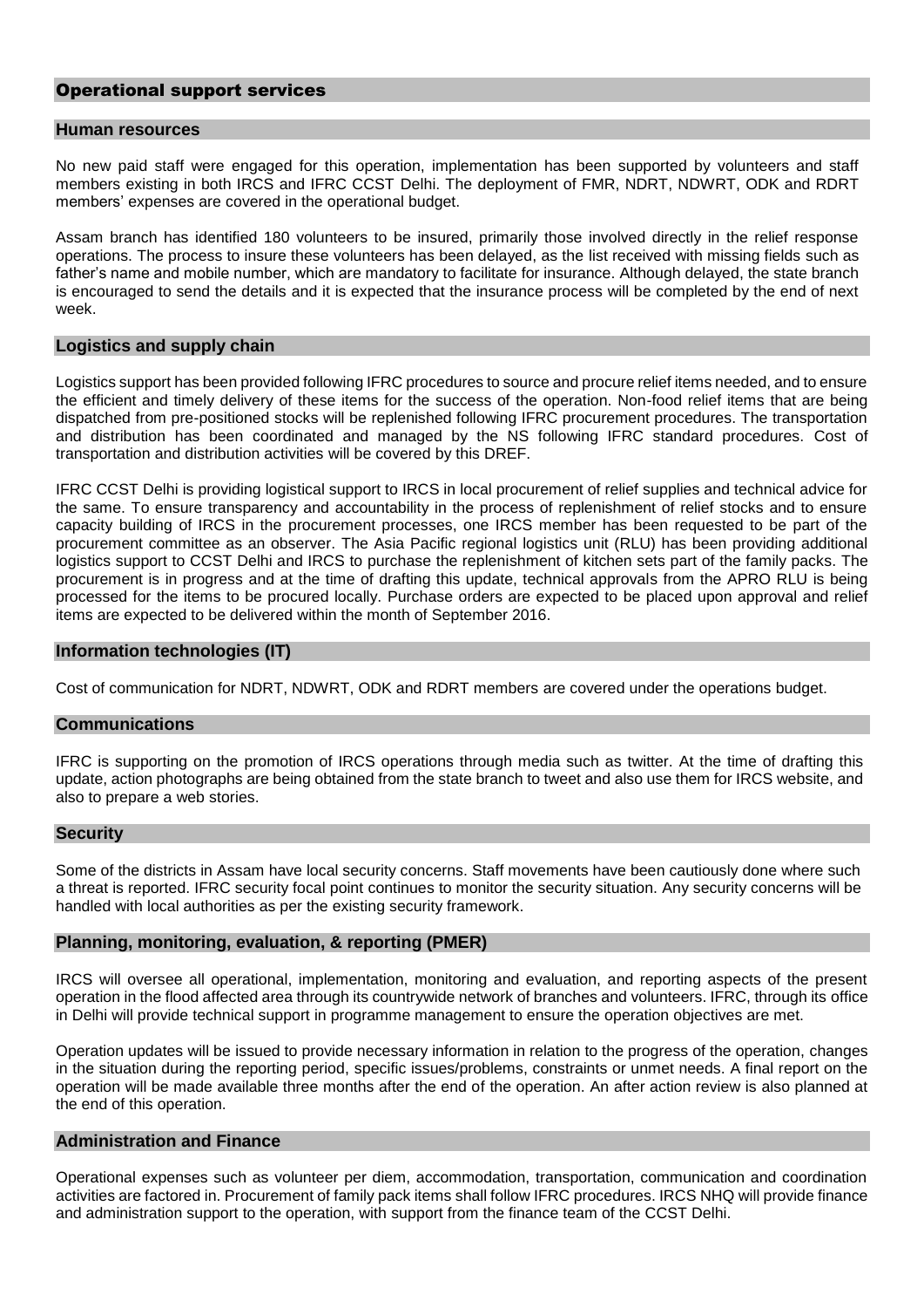## Operational support services

### Human resources

No new paid staff were engaged for this operation, implementation has been supported by volunteers and staff members existing in both IRCS and IFRC CCST Delhi. The deployment of FMR, NDRT, NDWRT, ODK and RDRT members' expenses are covered in the operational budget.

Assam branch has identified 180 volunteers to be insured, primarily those involved directly in the relief response operations. The process to insure these volunteers has been delayed, as the list received with missing fields such as father's name and mobile number, which are mandatory to facilitate for insurance. Although delayed, the state branch is encouraged to send the details and it is expected that the insurance process will be completed by the end of next week.

### Logistics and supply chain

Logistics support has been provided following IFRC procedures to source and procure relief items needed, and to ensure the efficient and timely delivery of these items for the success of the operation. Non-food relief items that are being dispatched from pre-positioned stocks will be replenished following IFRC procurement procedures. The transportation and distribution has been coordinated and managed by the NS following IFRC standard procedures. Cost of transportation and distribution activities will be covered by this DREF.

IFRC CCST Delhi is providing logistical support to IRCS in local procurement of relief supplies and technical advice for the same. To ensure transparency and accountability in the process of replenishment of relief stocks and to ensure capacity building of IRCS in the procurement processes, one IRCS member has been requested to be part of the procurement committee as an observer. The Asia Pacific regional logistics unit (RLU) has been providing additional logistics support to CCST Delhi and IRCS to purchase the replenishment of kitchen sets part of the family packs. The procurement is in progress and at the time of drafting this update, technical approvals from the APRO RLU is being processed for the items to be procured locally. Purchase orders are expected to be placed upon approval and relief items are expected to be delivered within the month of September 2016.

### Information technologies (IT)

Cost of communication for NDRT, NDWRT, ODK and RDRT members are covered under the operations budget.

### Communications

IFRC is supporting on the promotion of IRCS operations through media such as twitter. At the time of drafting this update, action photographs are being obtained from the state branch to tweet and also use them for IRCS website, and also to prepare a web stories.

### Security

Some of the districts in Assam have local security concerns. Staff movements have been cautiously done where such a threat is reported. IFRC security focal point continues to monitor the security situation. Any security concerns will be handled with local authorities as per the existing security framework.

### Planning, monitoring, evaluation, & reporting (PMER)

IRCS will oversee all operational, implementation, monitoring and evaluation, and reporting aspects of the present operation in the flood affected area through its countrywide network of branches and volunteers. IFRC, through its office in Delhi will provide technical support in programme management to ensure the operation objectives are met.

Operation updates will be issued to provide necessary information in relation to the progress of the operation, changes in the situation during the reporting period, specific issues/problems, constraints or unmet needs. A final report on the operation will be made available three months after the end of the operation. An after action review is also planned at the end of this operation.

### Administration and Finance

Operational expenses such as volunteer per diem, accommodation, transportation, communication and coordination activities are factored in. Procurement of family pack items shall follow IFRC procedures. IRCS NHQ will provide finance and administration support to the operation, with support from the finance team of the CCST Delhi.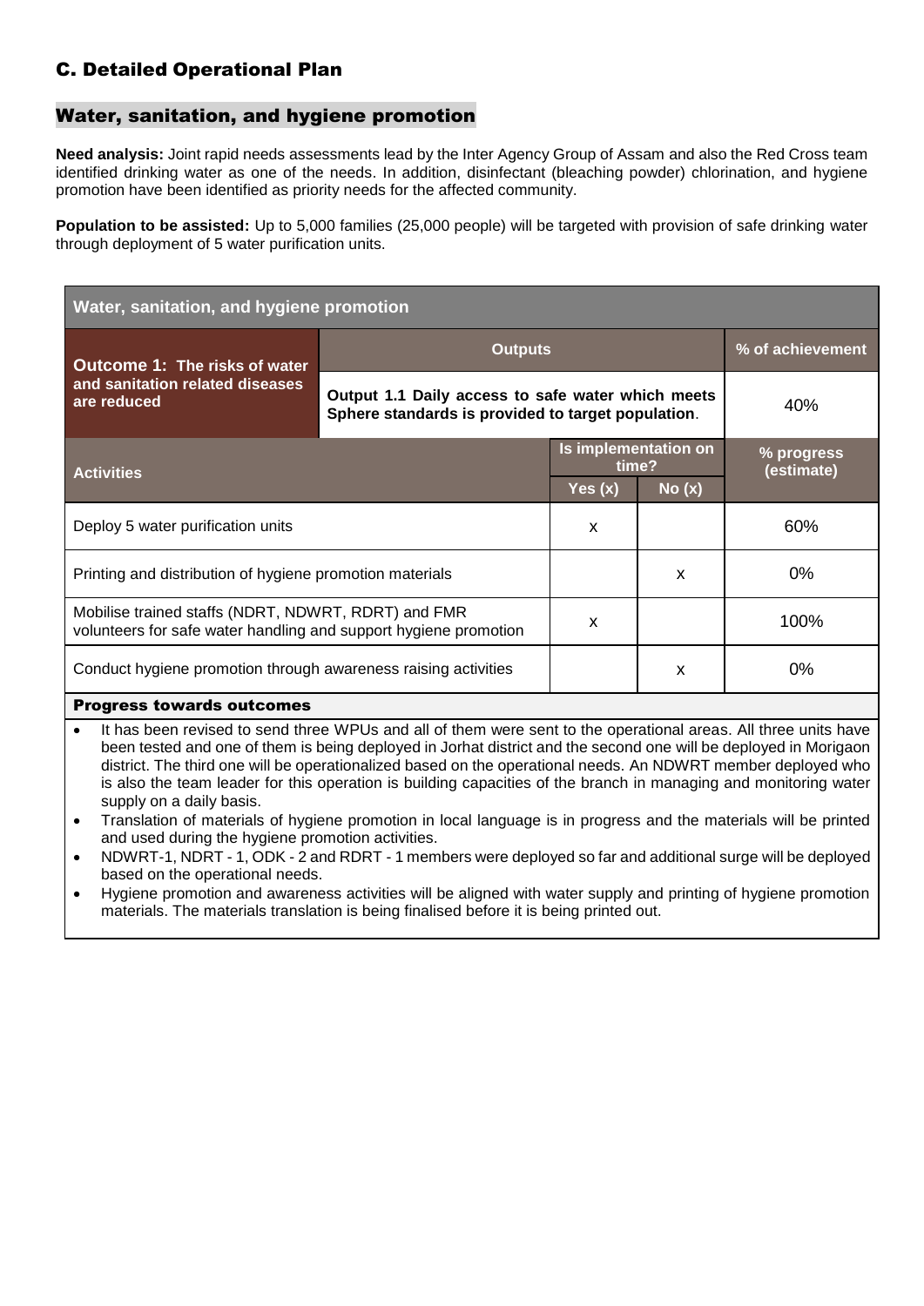## C. Detailed Operational Plan

### Water, sanitation, and hygiene promotion

**Need analysis:** Joint rapid needs assessments lead by the Inter Agency Group of Assam and also the Red Cross team identified drinking water as one of the needs. In addition, disinfectant (bleaching powder) chlorination, and hygiene promotion have been identified as priority needs for the affected community.

**Population to be assisted:** Up to 5,000 families (25,000 people) will be targeted with provision of safe drinking water through deployment of 5 water purification units.

| Water, sanitation, and hygiene promotion | | | |
|---|---|---|---|
| **Outcome 1: The risks of water and sanitation related diseases are reduced** | **Outputs** | | **% of achievement** |
| | **Output 1.1 Daily access to safe water which meets Sphere standards is provided to target population.** | | 40% |
| **Activities** | **Is implementation on time?** | | **% progress (estimate)** |
| | **Yes (x)** | **No (x)** | |
| Deploy 5 water purification units | x | | 60% |
| Printing and distribution of hygiene promotion materials | | x | 0% |
| Mobilise trained staffs (NDRT, NDWRT, RDRT) and FMR volunteers for safe water handling and support hygiene promotion | x | | 100% |
| Conduct hygiene promotion through awareness raising activities | | x | 0% |

**Progress towards outcomes**

- It has been revised to send three WPUs and all of them were sent to the operational areas. All three units have been tested and one of them is being deployed in Jorhat district and the second one will be deployed in Morigaon district. The third one will be operationalized based on the operational needs. An NDWRT member deployed who is also the team leader for this operation is building capacities of the branch in managing and monitoring water supply on a daily basis.
- Translation of materials of hygiene promotion in local language is in progress and the materials will be printed and used during the hygiene promotion activities.
- NDWRT-1, NDRT - 1, ODK - 2 and RDRT - 1 members were deployed so far and additional surge will be deployed based on the operational needs.
- Hygiene promotion and awareness activities will be aligned with water supply and printing of hygiene promotion materials. The materials translation is being finalised before it is being printed out.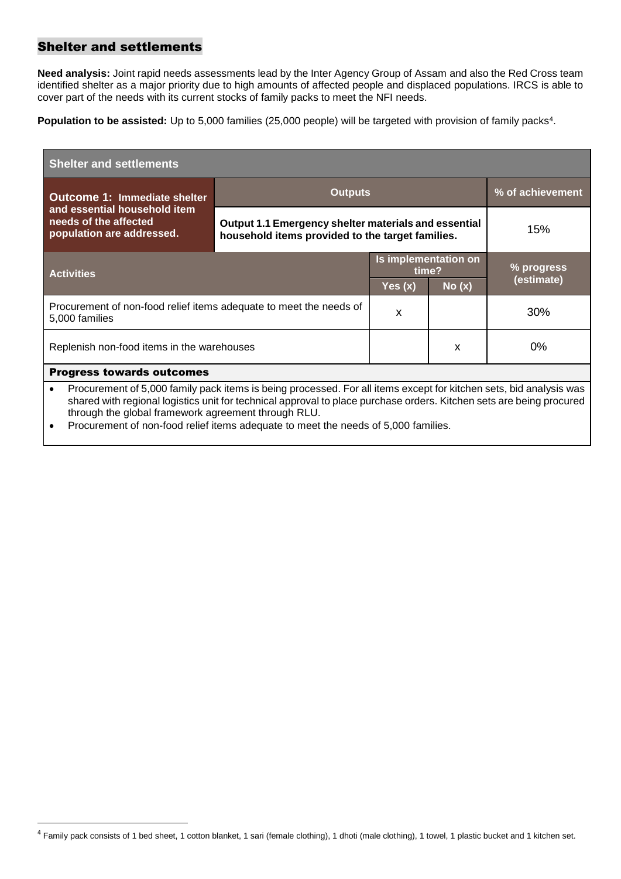## Shelter and settlements

**Need analysis:** Joint rapid needs assessments lead by the Inter Agency Group of Assam and also the Red Cross team identified shelter as a major priority due to high amounts of affected people and displaced populations. IRCS is able to cover part of the needs with its current stocks of family packs to meet the NFI needs.

**Population to be assisted:** Up to 5,000 families (25,000 people) will be targeted with provision of family packs[4].

| Shelter and settlements | | | |
|---|---|---|---|
| **Outcome 1: Immediate shelter and essential household item needs of the affected population are addressed.** | **Outputs** | | **% of achievement** |
| | **Output 1.1 Emergency shelter materials and essential household items provided to the target families.** | | 15% |
| **Activities** | **Is implementation on time?** | | **% progress (estimate)** |
| | **Yes (x)** | **No (x)** | |
| Procurement of non-food relief items adequate to meet the needs of 5,000 families | x | | 30% |
| Replenish non-food items in the warehouses | | x | 0% |

**Progress towards outcomes**

- Procurement of 5,000 family pack items is being processed. For all items except for kitchen sets, bid analysis was shared with regional logistics unit for technical approval to place purchase orders. Kitchen sets are being procured through the global framework agreement through RLU.
- Procurement of non-food relief items adequate to meet the needs of 5,000 families.

[4] Family pack consists of 1 bed sheet, 1 cotton blanket, 1 sari (female clothing), 1 dhoti (male clothing), 1 towel, 1 plastic bucket and 1 kitchen set.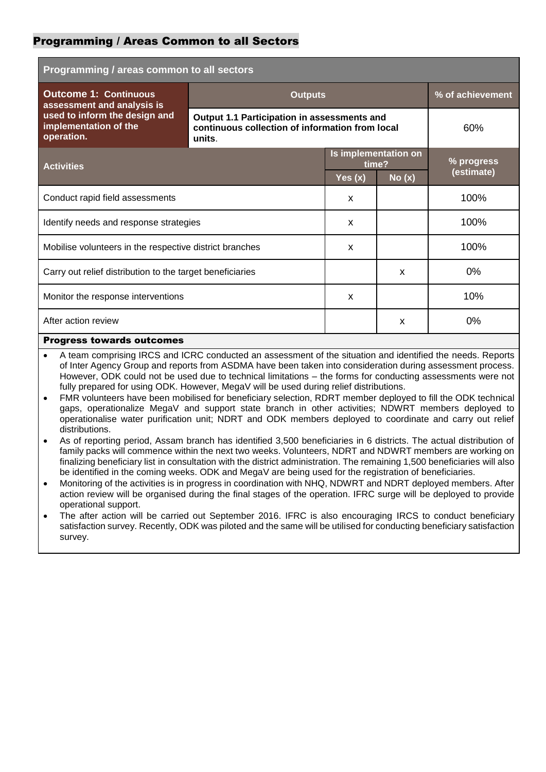## Programming / Areas Common to all Sectors

| Programming / areas common to all sectors | | | |
|---|---|---|---|
| **Outcome 1: Continuous assessment and analysis is used to inform the design and implementation of the operation.** | **Outputs** | | **% of achievement** |
| | **Output 1.1 Participation in assessments and continuous collection of information from local units.** | | 60% |
| **Activities** | **Is implementation on time?** | | **% progress (estimate)** |
| | **Yes (x)** | **No (x)** | |
| Conduct rapid field assessments | x | | 100% |
| Identify needs and response strategies | x | | 100% |
| Mobilise volunteers in the respective district branches | x | | 100% |
| Carry out relief distribution to the target beneficiaries | | x | 0% |
| Monitor the response interventions | x | | 10% |
| After action review | | x | 0% |

**Progress towards outcomes**

- A team comprising IRCS and ICRC conducted an assessment of the situation and identified the needs. Reports of Inter Agency Group and reports from ASDMA have been taken into consideration during assessment process. However, ODK could not be used due to technical limitations – the forms for conducting assessments were not fully prepared for using ODK. However, MegaV will be used during relief distributions.
- FMR volunteers have been mobilised for beneficiary selection, RDRT member deployed to fill the ODK technical gaps, operationalize MegaV and support state branch in other activities; NDWRT members deployed to operationalise water purification unit; NDRT and ODK members deployed to coordinate and carry out relief distributions.
- As of reporting period, Assam branch has identified 3,500 beneficiaries in 6 districts. The actual distribution of family packs will commence within the next two weeks. Volunteers, NDRT and NDWRT members are working on finalizing beneficiary list in consultation with the district administration. The remaining 1,500 beneficiaries will also be identified in the coming weeks. ODK and MegaV are being used for the registration of beneficiaries.
- Monitoring of the activities is in progress in coordination with NHQ, NDWRT and NDRT deployed members. After action review will be organised during the final stages of the operation. IFRC surge will be deployed to provide operational support.
- The after action will be carried out September 2016. IFRC is also encouraging IRCS to conduct beneficiary satisfaction survey. Recently, ODK was piloted and the same will be utilised for conducting beneficiary satisfaction survey.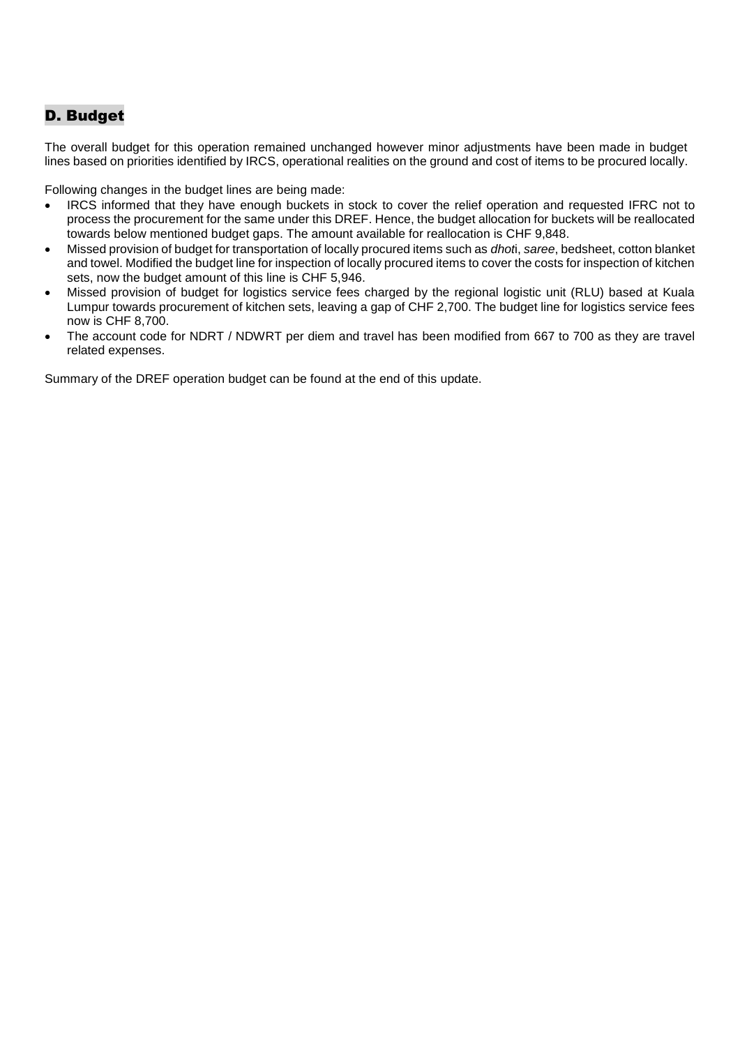## D. Budget

The overall budget for this operation remained unchanged however minor adjustments have been made in budget lines based on priorities identified by IRCS, operational realities on the ground and cost of items to be procured locally.

Following changes in the budget lines are being made:

- IRCS informed that they have enough buckets in stock to cover the relief operation and requested IFRC not to process the procurement for the same under this DREF. Hence, the budget allocation for buckets will be reallocated towards below mentioned budget gaps. The amount available for reallocation is CHF 9,848.
- Missed provision of budget for transportation of locally procured items such as *dhot*i, *saree*, bedsheet, cotton blanket and towel. Modified the budget line for inspection of locally procured items to cover the costs for inspection of kitchen sets, now the budget amount of this line is CHF 5,946.
- Missed provision of budget for logistics service fees charged by the regional logistic unit (RLU) based at Kuala Lumpur towards procurement of kitchen sets, leaving a gap of CHF 2,700. The budget line for logistics service fees now is CHF 8,700.
- The account code for NDRT / NDWRT per diem and travel has been modified from 667 to 700 as they are travel related expenses.

Summary of the DREF operation budget can be found at the end of this update.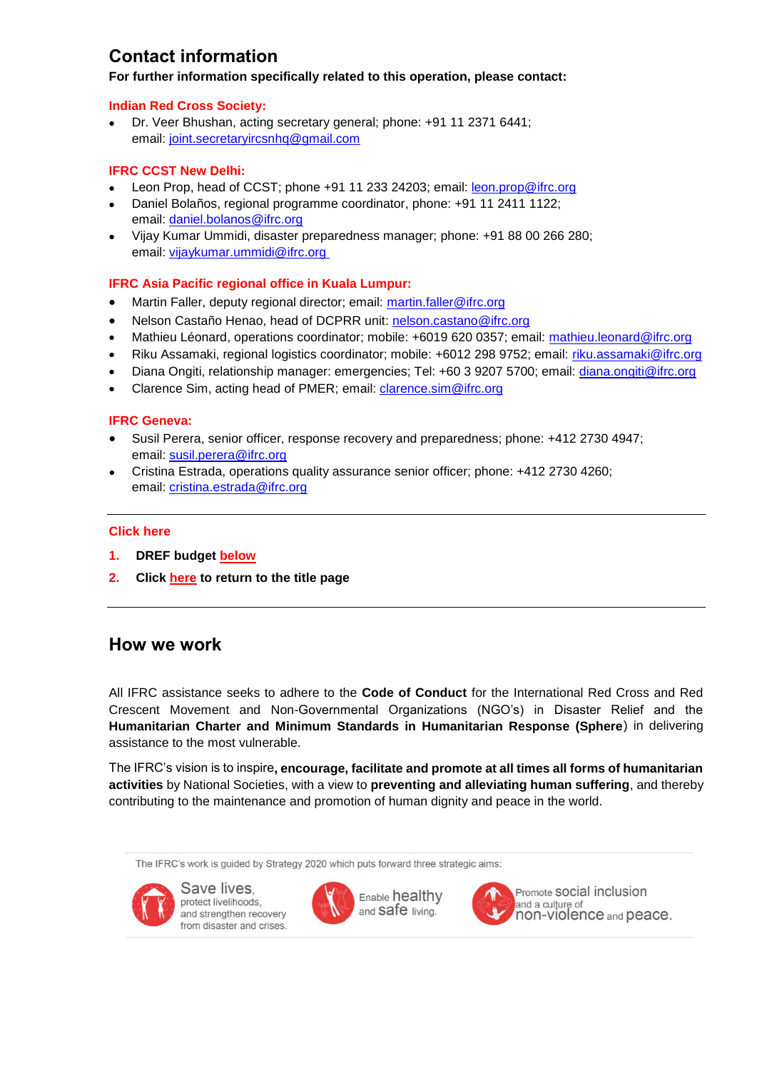## Contact information

**For further information specifically related to this operation, please contact:**

**Indian Red Cross Society:**

- Dr. Veer Bhushan, acting secretary general; phone: +91 11 2371 6441; email: joint.secretaryircsnhq@gmail.com

**IFRC CCST New Delhi:**

- Leon Prop, head of CCST; phone +91 11 233 24203; email: leon.prop@ifrc.org
- Daniel Bolaños, regional programme coordinator, phone: +91 11 2411 1122; email: daniel.bolanos@ifrc.org
- Vijay Kumar Ummidi, disaster preparedness manager; phone: +91 88 00 266 280; email: vijaykumar.ummidi@ifrc.org

**IFRC Asia Pacific regional office in Kuala Lumpur:**

- Martin Faller, deputy regional director; email: martin.faller@ifrc.org
- Nelson Castaño Henao, head of DCPRR unit: nelson.castano@ifrc.org
- Mathieu Léonard, operations coordinator; mobile: +6019 620 0357; email: mathieu.leonard@ifrc.org
- Riku Assamaki, regional logistics coordinator; mobile: +6012 298 9752; email: riku.assamaki@ifrc.org
- Diana Ongiti, relationship manager: emergencies; Tel: +60 3 9207 5700; email: diana.ongiti@ifrc.org
- Clarence Sim, acting head of PMER; email: clarence.sim@ifrc.org

**IFRC Geneva:**

- Susil Perera, senior officer, response recovery and preparedness; phone: +412 2730 4947; email: susil.perera@ifrc.org
- Cristina Estrada, operations quality assurance senior officer; phone: +412 2730 4260; email: cristina.estrada@ifrc.org

---

**Click here**

1. **DREF budget below**
2. **Click here to return to the title page**

---

## How we work

All IFRC assistance seeks to adhere to the **Code of Conduct** for the International Red Cross and Red Crescent Movement and Non-Governmental Organizations (NGO's) in Disaster Relief and the **Humanitarian Charter and Minimum Standards in Humanitarian Response (Sphere**) in delivering assistance to the most vulnerable.

The IFRC's vision is to inspire**, encourage, facilitate and promote at all times all forms of humanitarian activities** by National Societies, with a view to **preventing and alleviating human suffering**, and thereby contributing to the maintenance and promotion of human dignity and peace in the world.

The IFRC's work is guided by Strategy 2020 which puts forward three strategic aims:

- Save lives, protect livelihoods, and strengthen recovery from disaster and crises.
- Enable healthy and safe living.
- Promote social inclusion and a culture of non-violence and peace.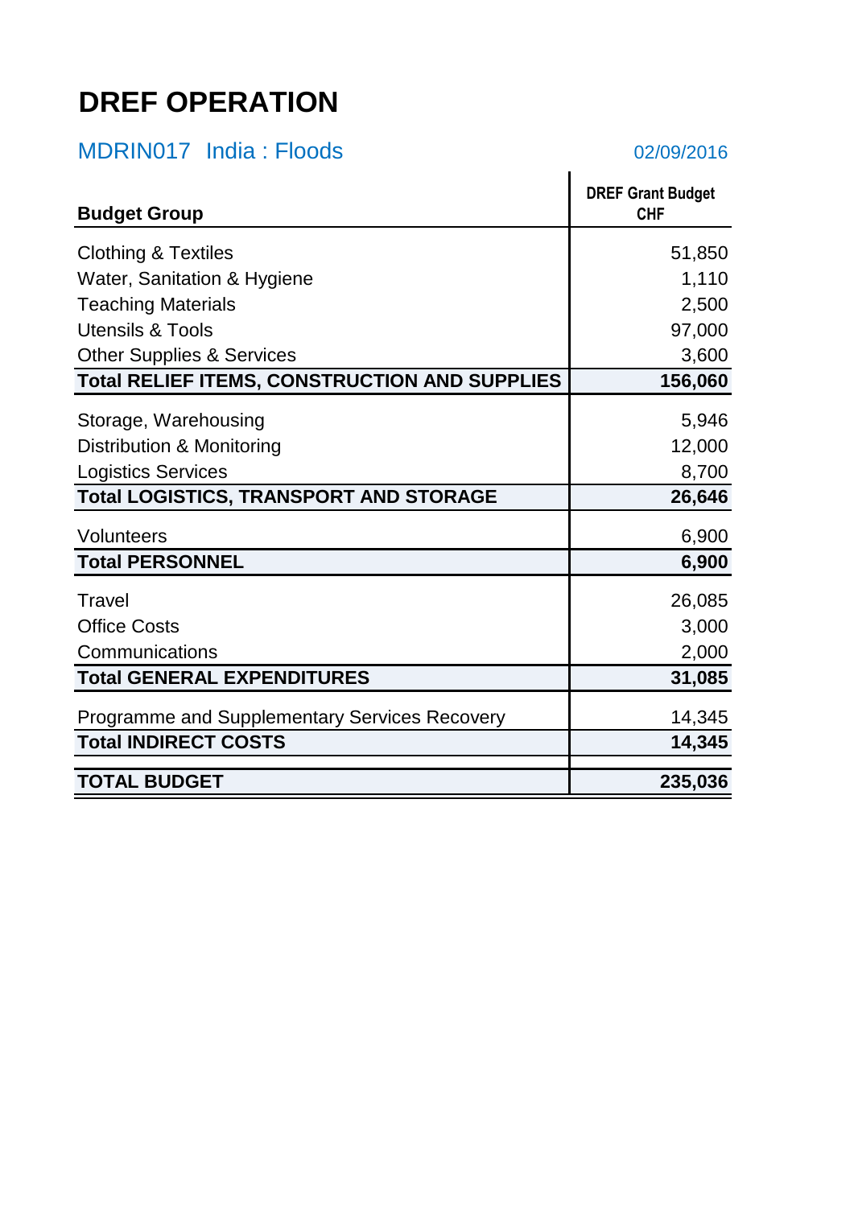# DREF OPERATION

## MDRIN017 India : Floods

02/09/2016

| Budget Group | DREF Grant Budget CHF |
| --- | --- |
| Clothing & Textiles | 51,850 |
| Water, Sanitation & Hygiene | 1,110 |
| Teaching Materials | 2,500 |
| Utensils & Tools | 97,000 |
| Other Supplies & Services | 3,600 |
| **Total RELIEF ITEMS, CONSTRUCTION AND SUPPLIES** | **156,060** |
| Storage, Warehousing | 5,946 |
| Distribution & Monitoring | 12,000 |
| Logistics Services | 8,700 |
| **Total LOGISTICS, TRANSPORT AND STORAGE** | **26,646** |
| Volunteers | 6,900 |
| **Total PERSONNEL** | **6,900** |
| Travel | 26,085 |
| Office Costs | 3,000 |
| Communications | 2,000 |
| **Total GENERAL EXPENDITURES** | **31,085** |
| Programme and Supplementary Services Recovery | 14,345 |
| **Total INDIRECT COSTS** | **14,345** |
| **TOTAL BUDGET** | **235,036** |